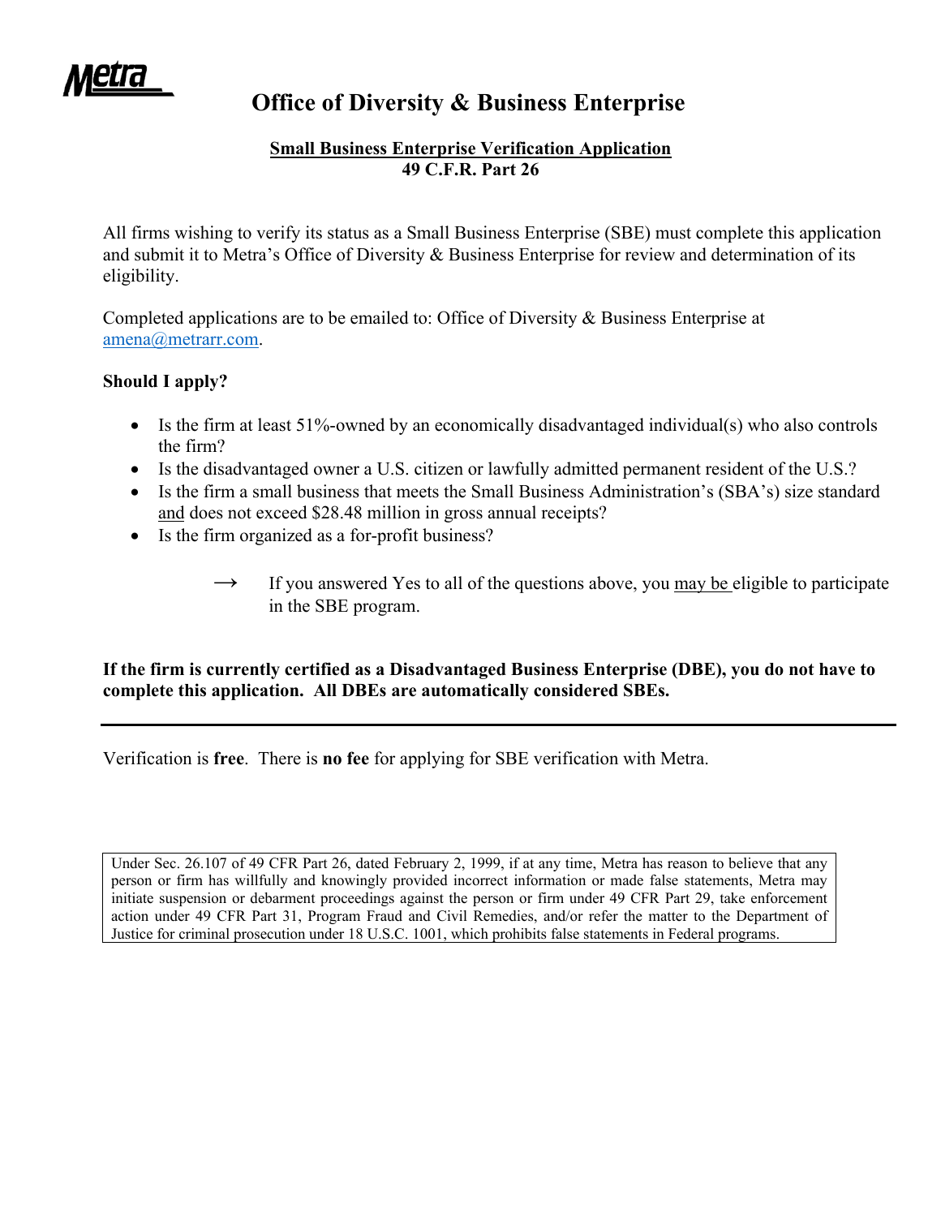Metra

# Office of Diversity & Business Enterprise

**Small Business Enterprise Verification Application**
**49 C.F.R. Part 26**

All firms wishing to verify its status as a Small Business Enterprise (SBE) must complete this application and submit it to Metra's Office of Diversity & Business Enterprise for review and determination of its eligibility.

Completed applications are to be emailed to: Office of Diversity & Business Enterprise at amena@metrarr.com.

**Should I apply?**

- Is the firm at least 51%-owned by an economically disadvantaged individual(s) who also controls the firm?
- Is the disadvantaged owner a U.S. citizen or lawfully admitted permanent resident of the U.S.?
- Is the firm a small business that meets the Small Business Administration's (SBA's) size standard and does not exceed $28.48 million in gross annual receipts?
- Is the firm organized as a for-profit business?

→ If you answered Yes to all of the questions above, you may be eligible to participate in the SBE program.

**If the firm is currently certified as a Disadvantaged Business Enterprise (DBE), you do not have to complete this application. All DBEs are automatically considered SBEs.**

---

Verification is **free**. There is **no fee** for applying for SBE verification with Metra.

> Under Sec. 26.107 of 49 CFR Part 26, dated February 2, 1999, if at any time, Metra has reason to believe that any person or firm has willfully and knowingly provided incorrect information or made false statements, Metra may initiate suspension or debarment proceedings against the person or firm under 49 CFR Part 29, take enforcement action under 49 CFR Part 31, Program Fraud and Civil Remedies, and/or refer the matter to the Department of Justice for criminal prosecution under 18 U.S.C. 1001, which prohibits false statements in Federal programs.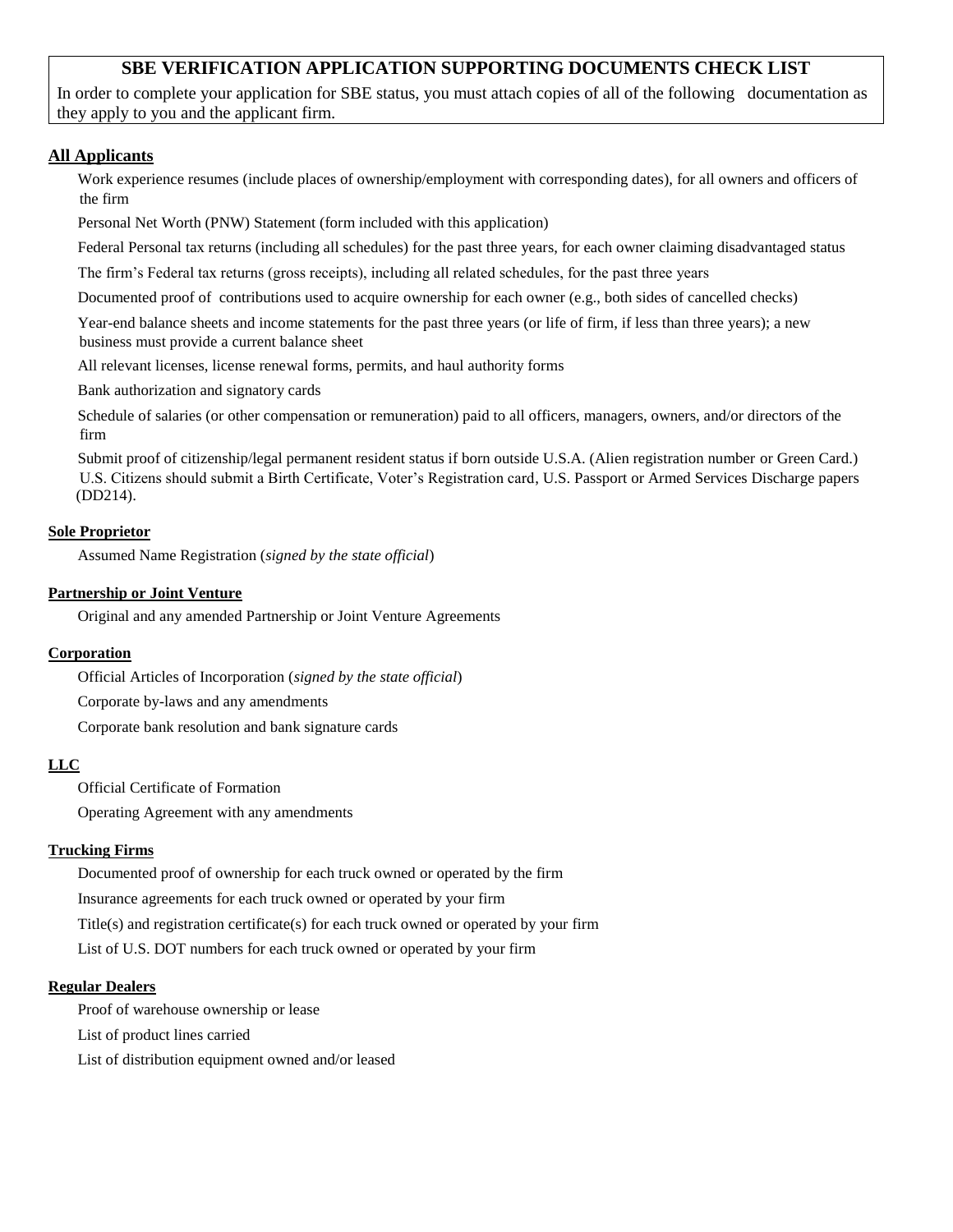## SBE VERIFICATION APPLICATION SUPPORTING DOCUMENTS CHECK LIST

In order to complete your application for SBE status, you must attach copies of all of the following documentation as they apply to you and the applicant firm.

### All Applicants

- Work experience resumes (include places of ownership/employment with corresponding dates), for all owners and officers of the firm
- Personal Net Worth (PNW) Statement (form included with this application)
- Federal Personal tax returns (including all schedules) for the past three years, for each owner claiming disadvantaged status
- The firm's Federal tax returns (gross receipts), including all related schedules, for the past three years
- Documented proof of contributions used to acquire ownership for each owner (e.g., both sides of cancelled checks)
- Year-end balance sheets and income statements for the past three years (or life of firm, if less than three years); a new business must provide a current balance sheet
- All relevant licenses, license renewal forms, permits, and haul authority forms
- Bank authorization and signatory cards
- Schedule of salaries (or other compensation or remuneration) paid to all officers, managers, owners, and/or directors of the firm
- Submit proof of citizenship/legal permanent resident status if born outside U.S.A. (Alien registration number or Green Card.) U.S. Citizens should submit a Birth Certificate, Voter's Registration card, U.S. Passport or Armed Services Discharge papers (DD214).

#### Sole Proprietor

- Assumed Name Registration (*signed by the state official*)

#### Partnership or Joint Venture

- Original and any amended Partnership or Joint Venture Agreements

#### Corporation

- Official Articles of Incorporation (*signed by the state official*)
- Corporate by-laws and any amendments
- Corporate bank resolution and bank signature cards

#### LLC

- Official Certificate of Formation
- Operating Agreement with any amendments

#### Trucking Firms

- Documented proof of ownership for each truck owned or operated by the firm
- Insurance agreements for each truck owned or operated by your firm
- Title(s) and registration certificate(s) for each truck owned or operated by your firm
- List of U.S. DOT numbers for each truck owned or operated by your firm

#### Regular Dealers

- Proof of warehouse ownership or lease
- List of product lines carried
- List of distribution equipment owned and/or leased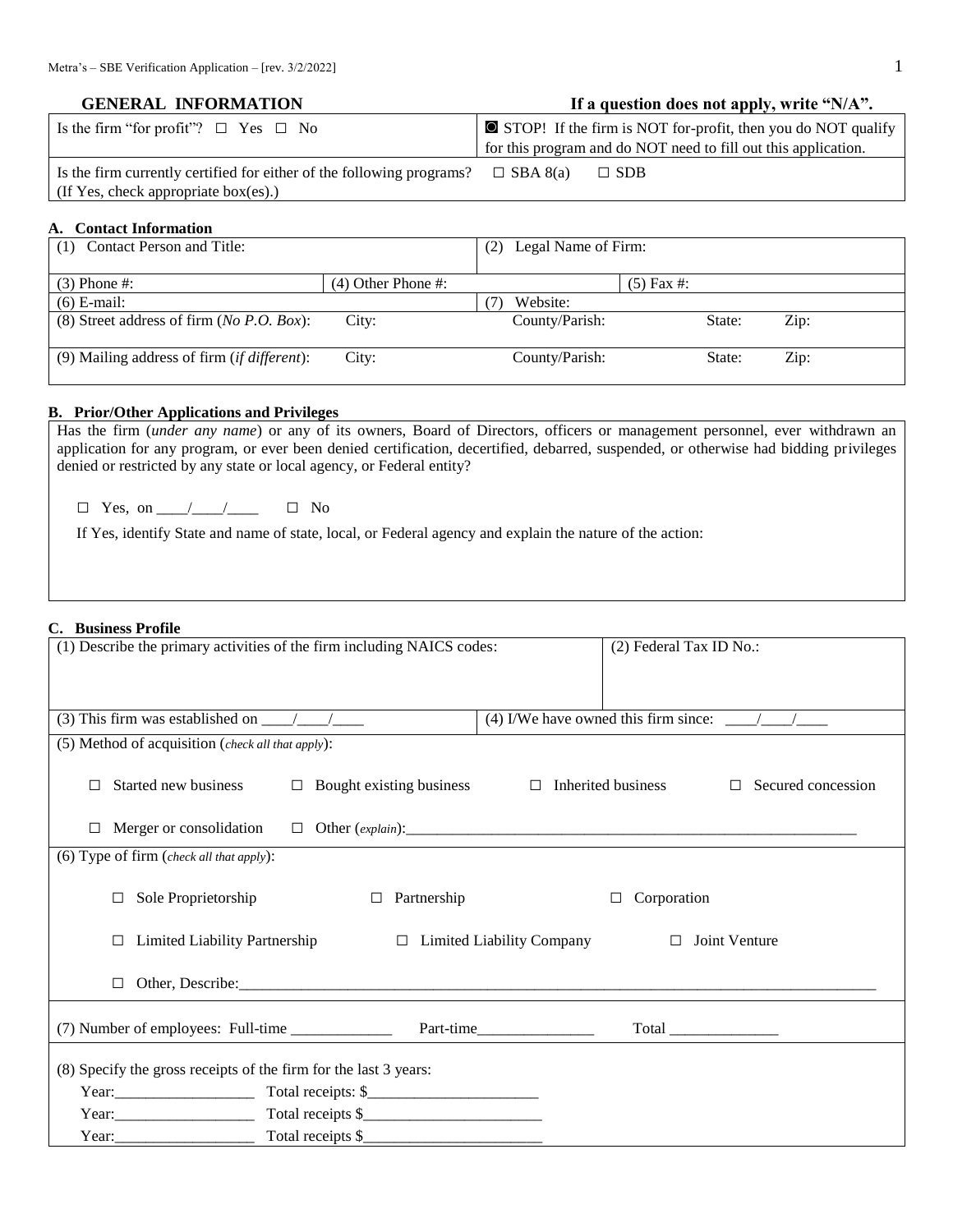## GENERAL INFORMATION

**If a question does not apply, write "N/A".**

| Is the firm "for profit"? ☐ Yes ☐ No | ◙ STOP! If the firm is NOT for-profit, then you do NOT qualify for this program and do NOT need to fill out this application. |
|---|---|
| Is the firm currently certified for either of the following programs? (If Yes, check appropriate box(es).) | ☐ SBA 8(a) ☐ SDB |

### A. Contact Information

| (1) Contact Person and Title: | | (2) Legal Name of Firm: | | |
|---|---|---|---|---|
| (3) Phone #: | (4) Other Phone #: | | (5) Fax #: | |
| (6) E-mail: | | (7) Website: | | |
| (8) Street address of firm (*No P.O. Box*): | City: | County/Parish: | State: | Zip: |
| (9) Mailing address of firm (*if different*): | City: | County/Parish: | State: | Zip: |

### B. Prior/Other Applications and Privileges

Has the firm (*under any name*) or any of its owners, Board of Directors, officers or management personnel, ever withdrawn an application for any program, or ever been denied certification, decertified, debarred, suspended, or otherwise had bidding privileges denied or restricted by any state or local agency, or Federal entity?

☐ Yes, on ____/____/____ ☐ No

If Yes, identify State and name of state, local, or Federal agency and explain the nature of the action:

### C. Business Profile

| (1) Describe the primary activities of the firm including NAICS codes: | (2) Federal Tax ID No.: |
|---|---|
| (3) This firm was established on ____/____/____ | (4) I/We have owned this firm since: ____/____/____ |

(5) Method of acquisition (*check all that apply*):

☐ Started new business ☐ Bought existing business ☐ Inherited business ☐ Secured concession

☐ Merger or consolidation ☐ Other (*explain*):____________________

(6) Type of firm (*check all that apply*):

☐ Sole Proprietorship ☐ Partnership ☐ Corporation

☐ Limited Liability Partnership ☐ Limited Liability Company ☐ Joint Venture

☐ Other, Describe:____________________

(7) Number of employees: Full-time ____________ Part-time______________ Total ______________

(8) Specify the gross receipts of the firm for the last 3 years:

Year:_________________ Total receipts: $_____________________

Year:_________________ Total receipts $______________________

Year:_________________ Total receipts $______________________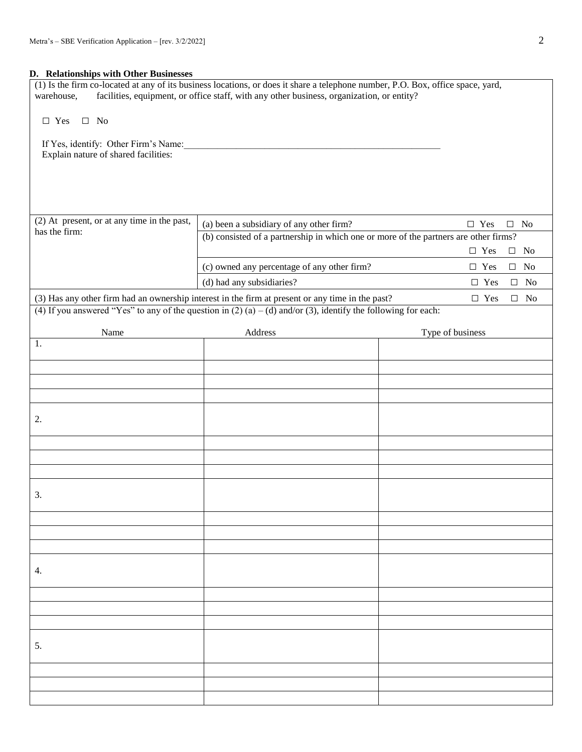## D. Relationships with Other Businesses

(1) Is the firm co-located at any of its business locations, or does it share a telephone number, P.O. Box, office space, yard, warehouse, facilities, equipment, or office staff, with any other business, organization, or entity?

☐ Yes ☐ No

If Yes, identify: Other Firm's Name:_______________________________________________

Explain nature of shared facilities:

| (2) At present, or at any time in the past, has the firm: | | |
|---|---|---|
| | (a) been a subsidiary of any other firm? | ☐ Yes ☐ No |
| | (b) consisted of a partnership in which one or more of the partners are other firms? | ☐ Yes ☐ No |
| | (c) owned any percentage of any other firm? | ☐ Yes ☐ No |
| | (d) had any subsidiaries? | ☐ Yes ☐ No |

(3) Has any other firm had an ownership interest in the firm at present or any time in the past? ☐ Yes ☐ No

(4) If you answered "Yes" to any of the question in (2) (a) – (d) and/or (3), identify the following for each:

| Name | Address | Type of business |
|---|---|---|
| 1. | | |
| | | |
| | | |
| | | |
| 2. | | |
| | | |
| | | |
| | | |
| 3. | | |
| | | |
| | | |
| | | |
| 4. | | |
| | | |
| | | |
| | | |
| 5. | | |
| | | |
| | | |
| | | |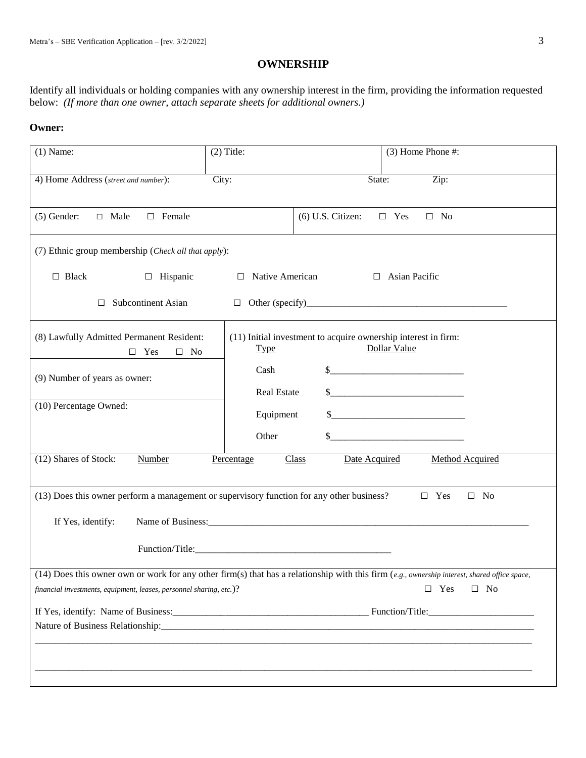## OWNERSHIP

Identify all individuals or holding companies with any ownership interest in the firm, providing the information requested below: *(If more than one owner, attach separate sheets for additional owners.)*

**Owner:**

| | | |
|---|---|---|
| (1) Name: | (2) Title: | (3) Home Phone #: |
| 4) Home Address (*street and number*): | City: | State: Zip: |
| (5) Gender: ☐ Male ☐ Female | (6) U.S. Citizen: ☐ Yes ☐ No | |

(7) Ethnic group membership (*Check all that apply*):

☐ Black ☐ Hispanic ☐ Native American ☐ Asian Pacific

☐ Subcontinent Asian ☐ Other (specify)___________________________________________

| | |
|---|---|
| (8) Lawfully Admitted Permanent Resident: ☐ Yes ☐ No | (11) Initial investment to acquire ownership interest in firm: |
| (9) Number of years as owner: | Type / Dollar Value<br>Cash $___________________________<br>Real Estate $___________________________<br>Equipment $___________________________<br>Other $___________________________ |
| (10) Percentage Owned: | |

| (12) Shares of Stock: | Number | Percentage | Class | Date Acquired | Method Acquired |
|---|---|---|---|---|---|
| | | | | | |

(13) Does this owner perform a management or supervisory function for any other business? ☐ Yes ☐ No

If Yes, identify: Name of Business:_____________________________________________________________________

Function/Title:___________________________________________

(14) Does this owner own or work for any other firm(s) that has a relationship with this firm (*e.g., ownership interest, shared office space, financial investments, equipment, leases, personnel sharing, etc.*)? ☐ Yes ☐ No

If Yes, identify: Name of Business:_________________________________________ Function/Title:______________________

Nature of Business Relationship:_________________________________________________________________________________

_____________________________________________________________________________________________________________

_____________________________________________________________________________________________________________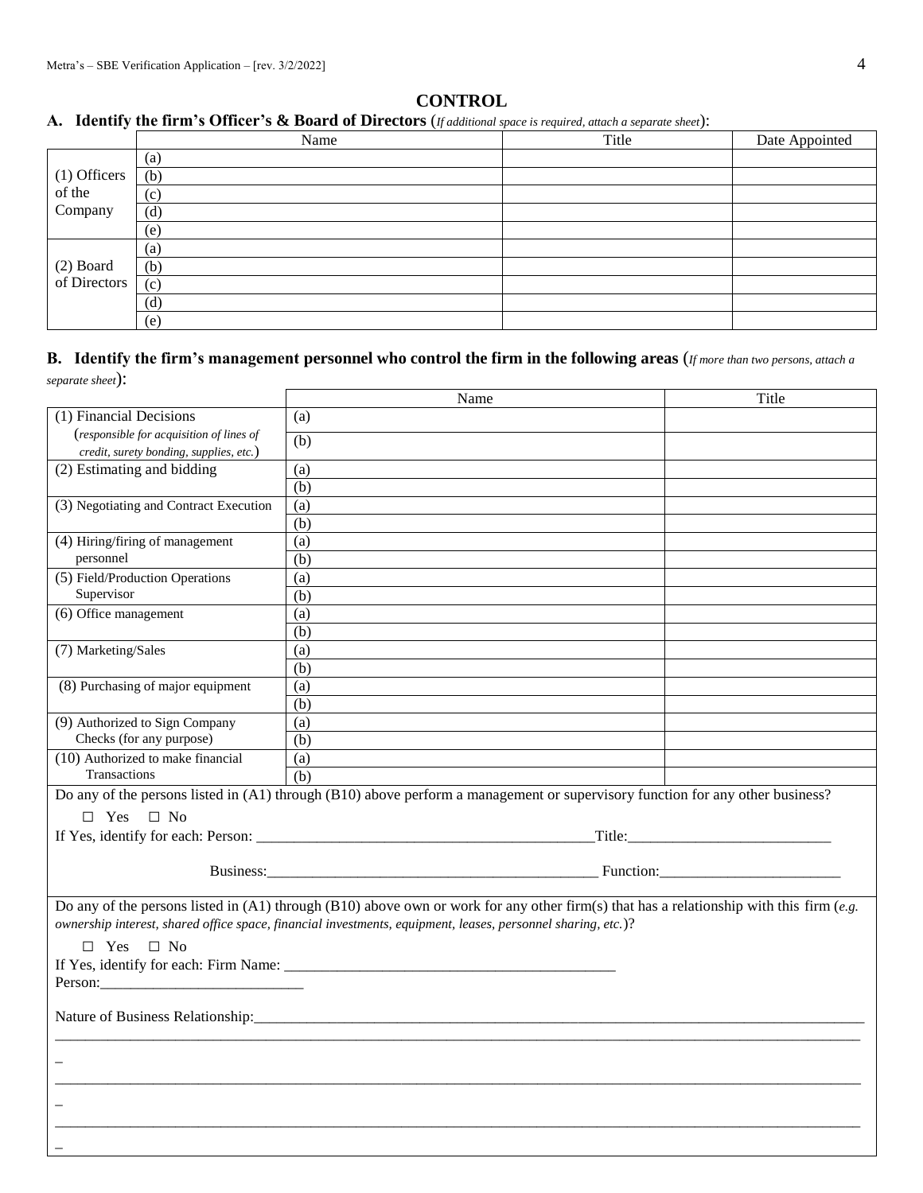## CONTROL

**A. Identify the firm's Officer's & Board of Directors** (*If additional space is required, attach a separate sheet*):

| | Name | Title | Date Appointed |
|---|---|---|---|
| (1) Officers of the Company | (a) | | |
| | (b) | | |
| | (c) | | |
| | (d) | | |
| | (e) | | |
| (2) Board of Directors | (a) | | |
| | (b) | | |
| | (c) | | |
| | (d) | | |
| | (e) | | |

**B. Identify the firm's management personnel who control the firm in the following areas** (*If more than two persons, attach a separate sheet*):

| | Name | Title |
|---|---|---|
| (1) Financial Decisions (*responsible for acquisition of lines of credit, surety bonding, supplies, etc.*) | (a) | |
| | (b) | |
| (2) Estimating and bidding | (a) | |
| | (b) | |
| (3) Negotiating and Contract Execution | (a) | |
| | (b) | |
| (4) Hiring/firing of management personnel | (a) | |
| | (b) | |
| (5) Field/Production Operations Supervisor | (a) | |
| | (b) | |
| (6) Office management | (a) | |
| | (b) | |
| (7) Marketing/Sales | (a) | |
| | (b) | |
| (8) Purchasing of major equipment | (a) | |
| | (b) | |
| (9) Authorized to Sign Company Checks (for any purpose) | (a) | |
| | (b) | |
| (10) Authorized to make financial Transactions | (a) | |
| | (b) | |

Do any of the persons listed in (A1) through (B10) above perform a management or supervisory function for any other business?

☐ Yes ☐ No

If Yes, identify for each: Person: ___________________________________________Title:__________________________

Business:___________________________________________ Function:________________________

Do any of the persons listed in (A1) through (B10) above own or work for any other firm(s) that has a relationship with this firm (*e.g. ownership interest, shared office space, financial investments, equipment, leases, personnel sharing, etc.*)?

☐ Yes ☐ No

If Yes, identify for each: Firm Name: ____________________________________________

Person:__________________________

Nature of Business Relationship:_____________________________________________________________________________

_____________________________________________________________________________________________________

_____________________________________________________________________________________________________

_____________________________________________________________________________________________________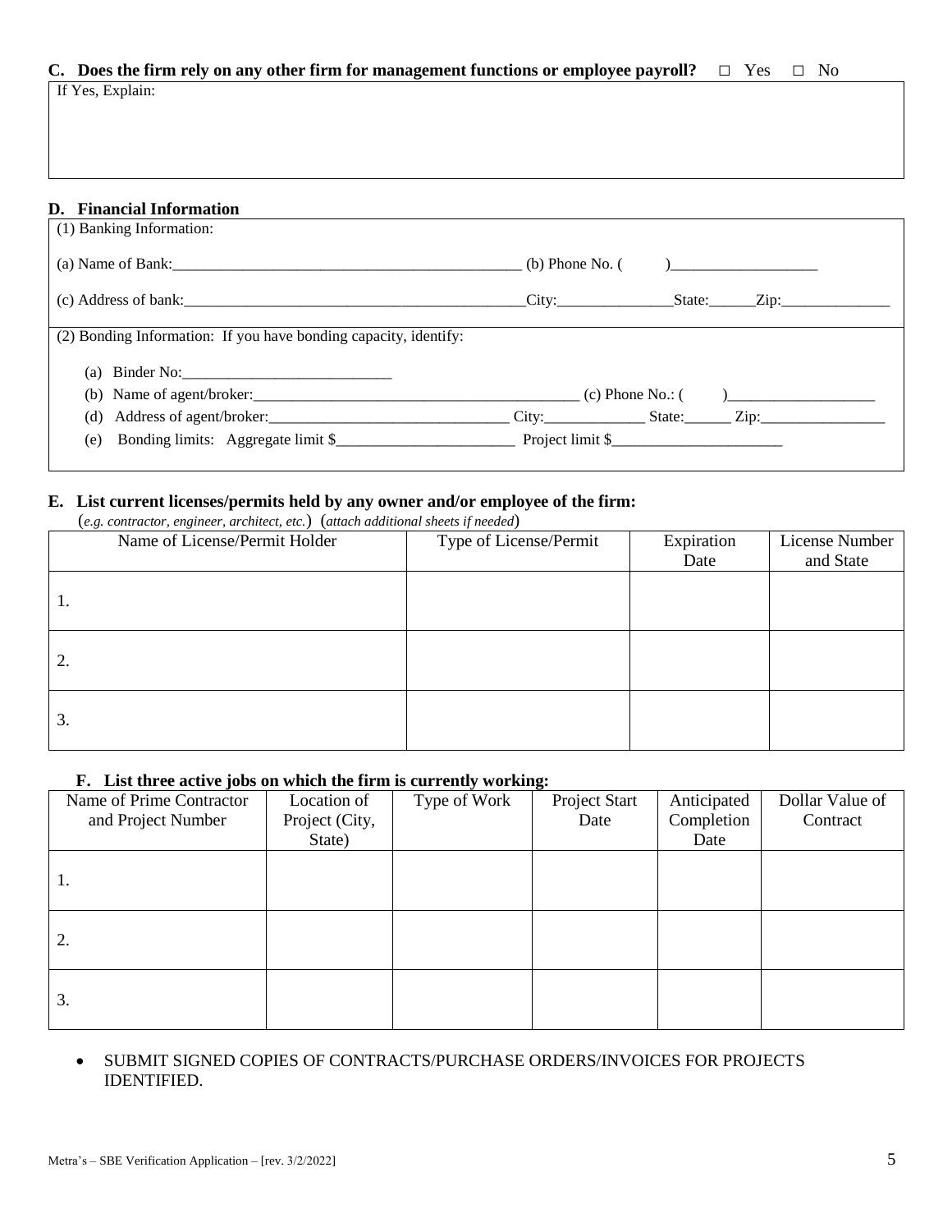**C. Does the firm rely on any other firm for management functions or employee payroll?** ☐ Yes ☐ No

If Yes, Explain:

**D. Financial Information**

(1) Banking Information:

(a) Name of Bank:_______________________________________________ (b) Phone No. ( )___________________

(c) Address of bank:_____________________________________________City:_______________State:______Zip:______________

(2) Bonding Information: If you have bonding capacity, identify:

(a) Binder No:___________________________

(b) Name of agent/broker:__________________________________________ (c) Phone No.: ( )___________________

(d) Address of agent/broker:_______________________________ City:_____________ State:______ Zip:________________

(e) Bonding limits: Aggregate limit $_______________________ Project limit $______________________

**E. List current licenses/permits held by any owner and/or employee of the firm:**

(*e.g. contractor, engineer, architect, etc.*) (*attach additional sheets if needed*)

| Name of License/Permit Holder | Type of License/Permit | Expiration Date | License Number and State |
|---|---|---|---|
| 1. | | | |
| 2. | | | |
| 3. | | | |

**F. List three active jobs on which the firm is currently working:**

| Name of Prime Contractor and Project Number | Location of Project (City, State) | Type of Work | Project Start Date | Anticipated Completion Date | Dollar Value of Contract |
|---|---|---|---|---|---|
| 1. | | | | | |
| 2. | | | | | |
| 3. | | | | | |

- SUBMIT SIGNED COPIES OF CONTRACTS/PURCHASE ORDERS/INVOICES FOR PROJECTS IDENTIFIED.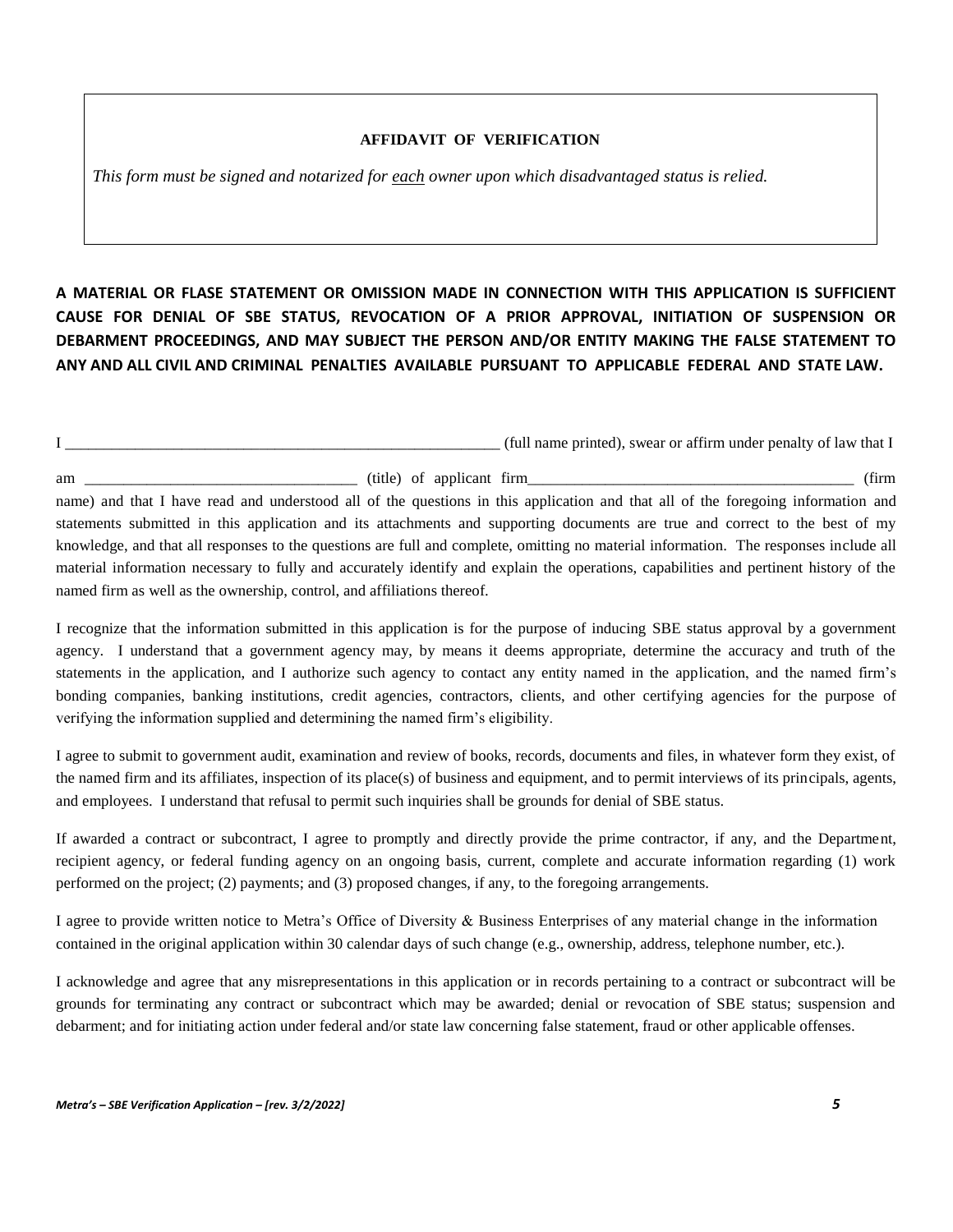**AFFIDAVIT OF VERIFICATION**

*This form must be signed and notarized for each owner upon which disadvantaged status is relied.*

**A MATERIAL OR FLASE STATEMENT OR OMISSION MADE IN CONNECTION WITH THIS APPLICATION IS SUFFICIENT CAUSE FOR DENIAL OF SBE STATUS, REVOCATION OF A PRIOR APPROVAL, INITIATION OF SUSPENSION OR DEBARMENT PROCEEDINGS, AND MAY SUBJECT THE PERSON AND/OR ENTITY MAKING THE FALSE STATEMENT TO ANY AND ALL CIVIL AND CRIMINAL PENALTIES AVAILABLE PURSUANT TO APPLICABLE FEDERAL AND STATE LAW.**

I __________________________________________________________ (full name printed), swear or affirm under penalty of law that I am ___________________________________ (title) of applicant firm__________________________________________ (firm name) and that I have read and understood all of the questions in this application and that all of the foregoing information and statements submitted in this application and its attachments and supporting documents are true and correct to the best of my knowledge, and that all responses to the questions are full and complete, omitting no material information. The responses include all material information necessary to fully and accurately identify and explain the operations, capabilities and pertinent history of the named firm as well as the ownership, control, and affiliations thereof.

I recognize that the information submitted in this application is for the purpose of inducing SBE status approval by a government agency. I understand that a government agency may, by means it deems appropriate, determine the accuracy and truth of the statements in the application, and I authorize such agency to contact any entity named in the application, and the named firm's bonding companies, banking institutions, credit agencies, contractors, clients, and other certifying agencies for the purpose of verifying the information supplied and determining the named firm's eligibility.

I agree to submit to government audit, examination and review of books, records, documents and files, in whatever form they exist, of the named firm and its affiliates, inspection of its place(s) of business and equipment, and to permit interviews of its principals, agents, and employees. I understand that refusal to permit such inquiries shall be grounds for denial of SBE status.

If awarded a contract or subcontract, I agree to promptly and directly provide the prime contractor, if any, and the Department, recipient agency, or federal funding agency on an ongoing basis, current, complete and accurate information regarding (1) work performed on the project; (2) payments; and (3) proposed changes, if any, to the foregoing arrangements.

I agree to provide written notice to Metra's Office of Diversity & Business Enterprises of any material change in the information contained in the original application within 30 calendar days of such change (e.g., ownership, address, telephone number, etc.).

I acknowledge and agree that any misrepresentations in this application or in records pertaining to a contract or subcontract will be grounds for terminating any contract or subcontract which may be awarded; denial or revocation of SBE status; suspension and debarment; and for initiating action under federal and/or state law concerning false statement, fraud or other applicable offenses.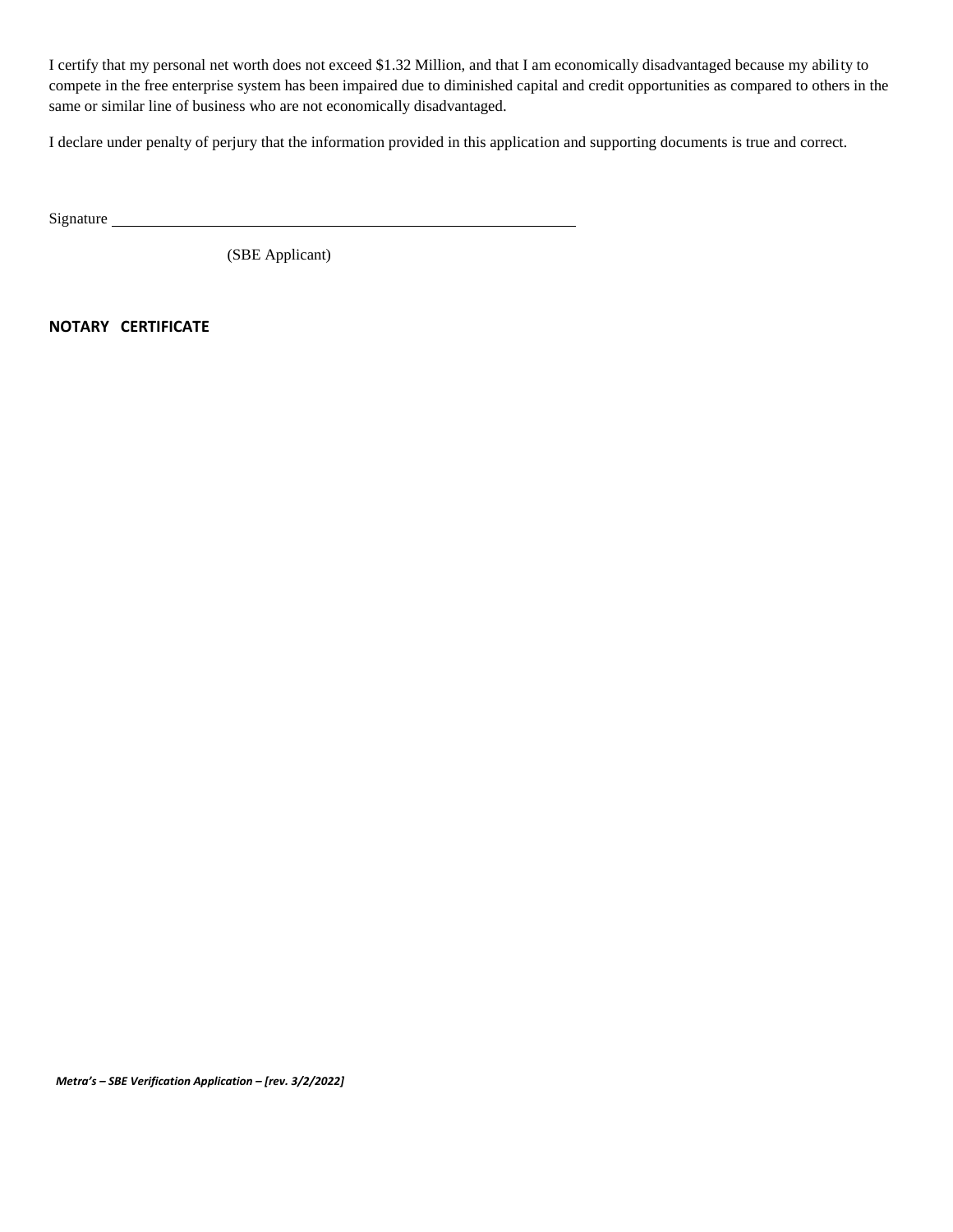I certify that my personal net worth does not exceed $1.32 Million, and that I am economically disadvantaged because my ability to compete in the free enterprise system has been impaired due to diminished capital and credit opportunities as compared to others in the same or similar line of business who are not economically disadvantaged.

I declare under penalty of perjury that the information provided in this application and supporting documents is true and correct.

Signature ______________________________________________

(SBE Applicant)

**NOTARY CERTIFICATE**